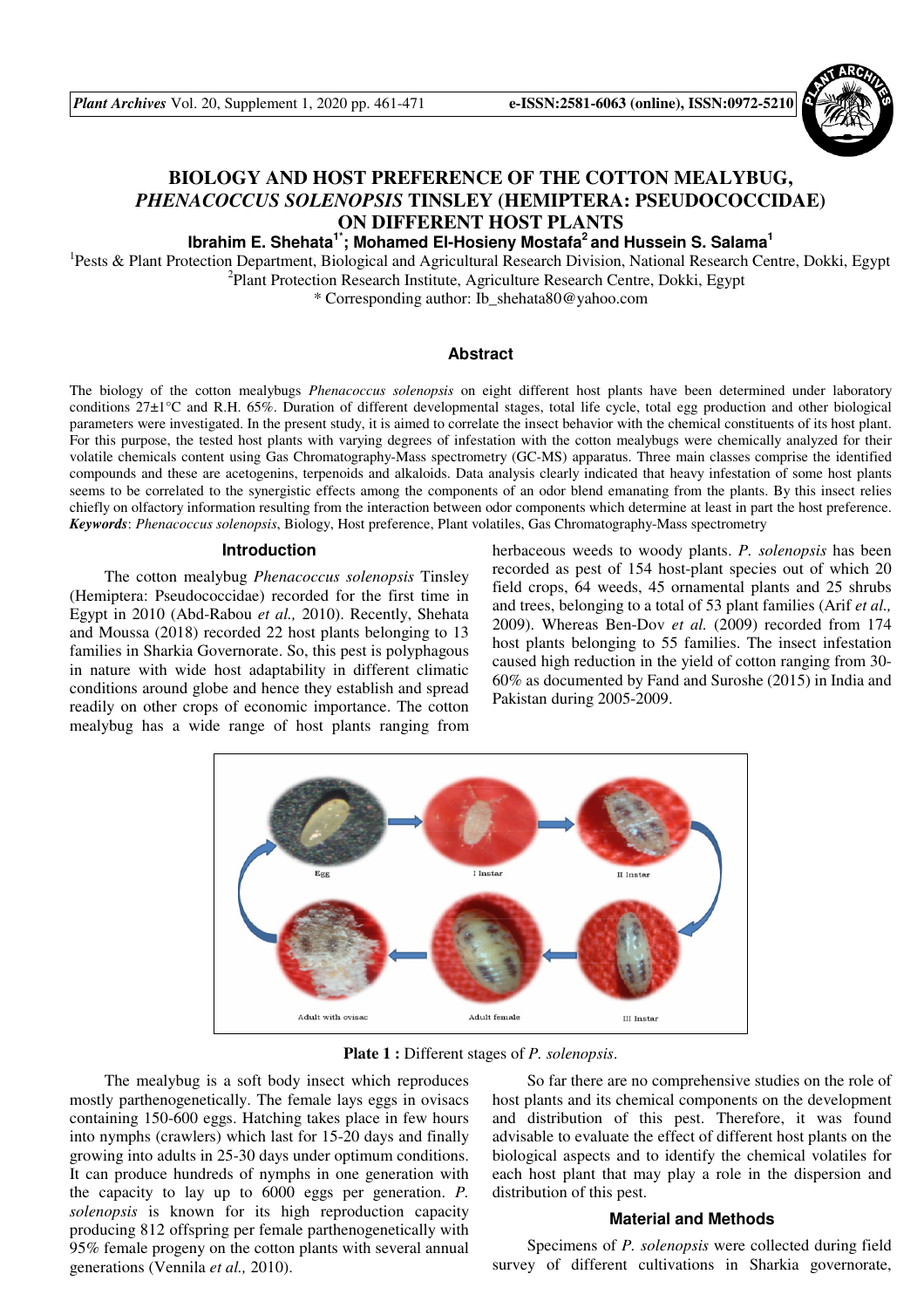# BIOLOGY AND HOST PREFERENCE OF THE COTTON MEALYBUG, *PHENACOCCUS SOLENOPSIS* TINSLEY (HEMIPTERA: PSEUDOCOCCIDAE) ON DIFFERENT HOST PLANTS

**Ibrahim E. Shehata[1*]; Mohamed El-Hosieny Mostafa[2] and Hussein S. Salama[1]**

[1]Pests & Plant Protection Department, Biological and Agricultural Research Division, National Research Centre, Dokki, Egypt
[2]Plant Protection Research Institute, Agriculture Research Centre, Dokki, Egypt
\* Corresponding author: Ib_shehata80@yahoo.com

## Abstract

The biology of the cotton mealybugs *Phenacoccus solenopsis* on eight different host plants have been determined under laboratory conditions 27±1°C and R.H. 65%. Duration of different developmental stages, total life cycle, total egg production and other biological parameters were investigated. In the present study, it is aimed to correlate the insect behavior with the chemical constituents of its host plant. For this purpose, the tested host plants with varying degrees of infestation with the cotton mealybugs were chemically analyzed for their volatile chemicals content using Gas Chromatography-Mass spectrometry (GC-MS) apparatus. Three main classes comprise the identified compounds and these are acetogenins, terpenoids and alkaloids. Data analysis clearly indicated that heavy infestation of some host plants seems to be correlated to the synergistic effects among the components of an odor blend emanating from the plants. By this insect relies chiefly on olfactory information resulting from the interaction between odor components which determine at least in part the host preference.

***Keywords***: *Phenacoccus solenopsis*, Biology, Host preference, Plant volatiles, Gas Chromatography-Mass spectrometry

## Introduction

The cotton mealybug *Phenacoccus solenopsis* Tinsley (Hemiptera: Pseudococcidae) recorded for the first time in Egypt in 2010 (Abd-Rabou *et al.,* 2010). Recently, Shehata and Moussa (2018) recorded 22 host plants belonging to 13 families in Sharkia Governorate. So, this pest is polyphagous in nature with wide host adaptability in different climatic conditions around globe and hence they establish and spread readily on other crops of economic importance. The cotton mealybug has a wide range of host plants ranging from herbaceous weeds to woody plants. *P. solenopsis* has been recorded as pest of 154 host-plant species out of which 20 field crops, 64 weeds, 45 ornamental plants and 25 shrubs and trees, belonging to a total of 53 plant families (Arif *et al.,* 2009). Whereas Ben-Dov *et al.* (2009) recorded from 174 host plants belonging to 55 families. The insect infestation caused high reduction in the yield of cotton ranging from 30-60% as documented by Fand and Suroshe (2015) in India and Pakistan during 2005-2009.

**Plate 1 :** Different stages of *P. solenopsis*.

The mealybug is a soft body insect which reproduces mostly parthenogenetically. The female lays eggs in ovisacs containing 150-600 eggs. Hatching takes place in few hours into nymphs (crawlers) which last for 15-20 days and finally growing into adults in 25-30 days under optimum conditions. It can produce hundreds of nymphs in one generation with the capacity to lay up to 6000 eggs per generation. *P. solenopsis* is known for its high reproduction capacity producing 812 offspring per female parthenogenetically with 95% female progeny on the cotton plants with several annual generations (Vennila *et al.,* 2010).

So far there are no comprehensive studies on the role of host plants and its chemical components on the development and distribution of this pest. Therefore, it was found advisable to evaluate the effect of different host plants on the biological aspects and to identify the chemical volatiles for each host plant that may play a role in the dispersion and distribution of this pest.

## Material and Methods

Specimens of *P. solenopsis* were collected during field survey of different cultivations in Sharkia governorate,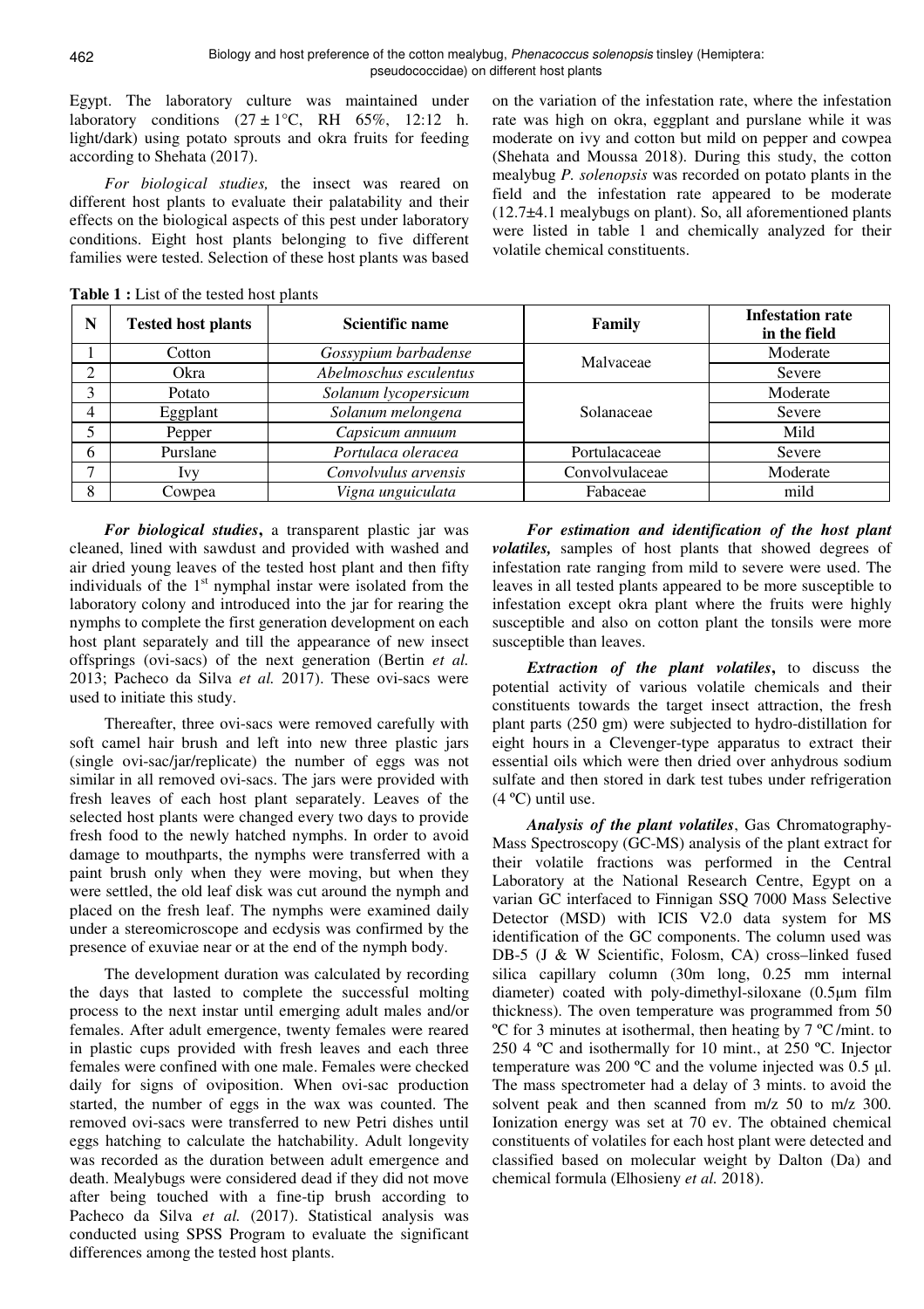Egypt. The laboratory culture was maintained under laboratory conditions (27 ± 1°C, RH 65%, 12:12 h. light/dark) using potato sprouts and okra fruits for feeding according to Shehata (2017).

*For biological studies,* the insect was reared on different host plants to evaluate their palatability and their effects on the biological aspects of this pest under laboratory conditions. Eight host plants belonging to five different families were tested. Selection of these host plants was based on the variation of the infestation rate, where the infestation rate was high on okra, eggplant and purslane while it was moderate on ivy and cotton but mild on pepper and cowpea (Shehata and Moussa 2018). During this study, the cotton mealybug *P. solenopsis* was recorded on potato plants in the field and the infestation rate appeared to be moderate (12.7±4.1 mealybugs on plant). So, all aforementioned plants were listed in table 1 and chemically analyzed for their volatile chemical constituents.

**Table 1 :** List of the tested host plants

| N | Tested host plants | Scientific name | Family | Infestation rate in the field |
|---|---|---|---|---|
| 1 | Cotton | *Gossypium barbadense* | Malvaceae | Moderate |
| 2 | Okra | *Abelmoschus esculentus* | | Severe |
| 3 | Potato | *Solanum lycopersicum* | Solanaceae | Moderate |
| 4 | Eggplant | *Solanum melongena* | | Severe |
| 5 | Pepper | *Capsicum annuum* | | Mild |
| 6 | Purslane | *Portulaca oleracea* | Portulacaceae | Severe |
| 7 | Ivy | *Convolvulus arvensis* | Convolvulaceae | Moderate |
| 8 | Cowpea | *Vigna unguiculata* | Fabaceae | mild |

***For biological studies*,** a transparent plastic jar was cleaned, lined with sawdust and provided with washed and air dried young leaves of the tested host plant and then fifty individuals of the 1st nymphal instar were isolated from the laboratory colony and introduced into the jar for rearing the nymphs to complete the first generation development on each host plant separately and till the appearance of new insect offsprings (ovi-sacs) of the next generation (Bertin *et al.* 2013; Pacheco da Silva *et al.* 2017). These ovi-sacs were used to initiate this study.

Thereafter, three ovi-sacs were removed carefully with soft camel hair brush and left into new three plastic jars (single ovi-sac/jar/replicate) the number of eggs was not similar in all removed ovi-sacs. The jars were provided with fresh leaves of each host plant separately. Leaves of the selected host plants were changed every two days to provide fresh food to the newly hatched nymphs. In order to avoid damage to mouthparts, the nymphs were transferred with a paint brush only when they were moving, but when they were settled, the old leaf disk was cut around the nymph and placed on the fresh leaf. The nymphs were examined daily under a stereomicroscope and ecdysis was confirmed by the presence of exuviae near or at the end of the nymph body.

The development duration was calculated by recording the days that lasted to complete the successful molting process to the next instar until emerging adult males and/or females. After adult emergence, twenty females were reared in plastic cups provided with fresh leaves and each three females were confined with one male. Females were checked daily for signs of oviposition. When ovi-sac production started, the number of eggs in the wax was counted. The removed ovi-sacs were transferred to new Petri dishes until eggs hatching to calculate the hatchability. Adult longevity was recorded as the duration between adult emergence and death. Mealybugs were considered dead if they did not move after being touched with a fine-tip brush according to Pacheco da Silva *et al.* (2017). Statistical analysis was conducted using SPSS Program to evaluate the significant differences among the tested host plants.

***For estimation and identification of the host plant volatiles,*** samples of host plants that showed degrees of infestation rate ranging from mild to severe were used. The leaves in all tested plants appeared to be more susceptible to infestation except okra plant where the fruits were highly susceptible and also on cotton plant the tonsils were more susceptible than leaves.

***Extraction of the plant volatiles*,** to discuss the potential activity of various volatile chemicals and their constituents towards the target insect attraction, the fresh plant parts (250 gm) were subjected to hydro-distillation for eight hours in a Clevenger-type apparatus to extract their essential oils which were then dried over anhydrous sodium sulfate and then stored in dark test tubes under refrigeration (4 ºC) until use.

***Analysis of the plant volatiles*,** Gas Chromatography-Mass Spectroscopy (GC-MS) analysis of the plant extract for their volatile fractions was performed in the Central Laboratory at the National Research Centre, Egypt on a varian GC interfaced to Finnigan SSQ 7000 Mass Selective Detector (MSD) with ICIS V2.0 data system for MS identification of the GC components. The column used was DB-5 (J & W Scientific, Folosm, CA) cross–linked fused silica capillary column (30m long, 0.25 mm internal diameter) coated with poly-dimethyl-siloxane (0.5µm film thickness). The oven temperature was programmed from 50 ºC for 3 minutes at isothermal, then heating by 7 ºC /mint. to 250 4 ºC and isothermally for 10 mint., at 250 ºC. Injector temperature was 200 ºC and the volume injected was 0.5 µl. The mass spectrometer had a delay of 3 mints. to avoid the solvent peak and then scanned from m/z 50 to m/z 300. Ionization energy was set at 70 ev. The obtained chemical constituents of volatiles for each host plant were detected and classified based on molecular weight by Dalton (Da) and chemical formula (Elhosieny *et al.* 2018).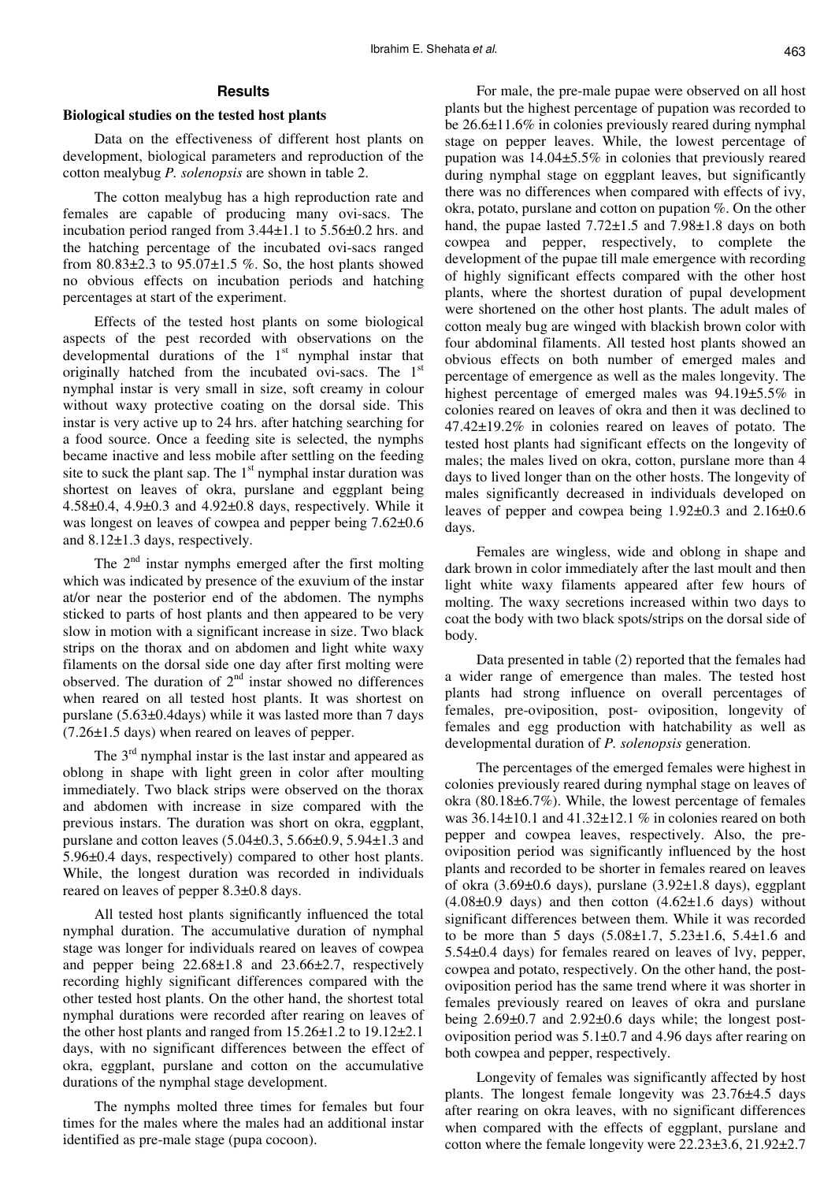## Results

### Biological studies on the tested host plants

Data on the effectiveness of different host plants on development, biological parameters and reproduction of the cotton mealybug *P. solenopsis* are shown in table 2.

The cotton mealybug has a high reproduction rate and females are capable of producing many ovi-sacs. The incubation period ranged from 3.44±1.1 to 5.56±0.2 hrs. and the hatching percentage of the incubated ovi-sacs ranged from 80.83±2.3 to 95.07±1.5 %. So, the host plants showed no obvious effects on incubation periods and hatching percentages at start of the experiment.

Effects of the tested host plants on some biological aspects of the pest recorded with observations on the developmental durations of the 1st nymphal instar that originally hatched from the incubated ovi-sacs. The 1st nymphal instar is very small in size, soft creamy in colour without waxy protective coating on the dorsal side. This instar is very active up to 24 hrs. after hatching searching for a food source. Once a feeding site is selected, the nymphs became inactive and less mobile after settling on the feeding site to suck the plant sap. The 1st nymphal instar duration was shortest on leaves of okra, purslane and eggplant being 4.58±0.4, 4.9±0.3 and 4.92±0.8 days, respectively. While it was longest on leaves of cowpea and pepper being 7.62±0.6 and 8.12±1.3 days, respectively.

The 2nd instar nymphs emerged after the first molting which was indicated by presence of the exuvium of the instar at/or near the posterior end of the abdomen. The nymphs sticked to parts of host plants and then appeared to be very slow in motion with a significant increase in size. Two black strips on the thorax and on abdomen and light white waxy filaments on the dorsal side one day after first molting were observed. The duration of 2nd instar showed no differences when reared on all tested host plants. It was shortest on purslane (5.63±0.4days) while it was lasted more than 7 days (7.26±1.5 days) when reared on leaves of pepper.

The 3rd nymphal instar is the last instar and appeared as oblong in shape with light green in color after moulting immediately. Two black strips were observed on the thorax and abdomen with increase in size compared with the previous instars. The duration was short on okra, eggplant, purslane and cotton leaves (5.04±0.3, 5.66±0.9, 5.94±1.3 and 5.96±0.4 days, respectively) compared to other host plants. While, the longest duration was recorded in individuals reared on leaves of pepper 8.3±0.8 days.

All tested host plants significantly influenced the total nymphal duration. The accumulative duration of nymphal stage was longer for individuals reared on leaves of cowpea and pepper being 22.68±1.8 and 23.66±2.7, respectively recording highly significant differences compared with the other tested host plants. On the other hand, the shortest total nymphal durations were recorded after rearing on leaves of the other host plants and ranged from 15.26±1.2 to 19.12±2.1 days, with no significant differences between the effect of okra, eggplant, purslane and cotton on the accumulative durations of the nymphal stage development.

The nymphs molted three times for females but four times for the males where the males had an additional instar identified as pre-male stage (pupa cocoon).

For male, the pre-male pupae were observed on all host plants but the highest percentage of pupation was recorded to be 26.6±11.6% in colonies previously reared during nymphal stage on pepper leaves. While, the lowest percentage of pupation was 14.04±5.5% in colonies that previously reared during nymphal stage on eggplant leaves, but significantly there was no differences when compared with effects of ivy, okra, potato, purslane and cotton on pupation %. On the other hand, the pupae lasted 7.72±1.5 and 7.98±1.8 days on both cowpea and pepper, respectively, to complete the development of the pupae till male emergence with recording of highly significant effects compared with the other host plants, where the shortest duration of pupal development were shortened on the other host plants. The adult males of cotton mealy bug are winged with blackish brown color with four abdominal filaments. All tested host plants showed an obvious effects on both number of emerged males and percentage of emergence as well as the males longevity. The highest percentage of emerged males was 94.19±5.5% in colonies reared on leaves of okra and then it was declined to 47.42±19.2% in colonies reared on leaves of potato. The tested host plants had significant effects on the longevity of males; the males lived on okra, cotton, purslane more than 4 days to lived longer than on the other hosts. The longevity of males significantly decreased in individuals developed on leaves of pepper and cowpea being 1.92±0.3 and 2.16±0.6 days.

Females are wingless, wide and oblong in shape and dark brown in color immediately after the last moult and then light white waxy filaments appeared after few hours of molting. The waxy secretions increased within two days to coat the body with two black spots/strips on the dorsal side of body.

Data presented in table (2) reported that the females had a wider range of emergence than males. The tested host plants had strong influence on overall percentages of females, pre-oviposition, post- oviposition, longevity of females and egg production with hatchability as well as developmental duration of *P. solenopsis* generation.

The percentages of the emerged females were highest in colonies previously reared during nymphal stage on leaves of okra (80.18±6.7%). While, the lowest percentage of females was 36.14±10.1 and 41.32±12.1 % in colonies reared on both pepper and cowpea leaves, respectively. Also, the pre-oviposition period was significantly influenced by the host plants and recorded to be shorter in females reared on leaves of okra (3.69±0.6 days), purslane (3.92±1.8 days), eggplant (4.08±0.9 days) and then cotton (4.62±1.6 days) without significant differences between them. While it was recorded to be more than 5 days (5.08±1.7, 5.23±1.6, 5.4±1.6 and 5.54±0.4 days) for females reared on leaves of Ivy, pepper, cowpea and potato, respectively. On the other hand, the post-oviposition period has the same trend where it was shorter in females previously reared on leaves of okra and purslane being 2.69±0.7 and 2.92±0.6 days while; the longest post-oviposition period was 5.1±0.7 and 4.96 days after rearing on both cowpea and pepper, respectively.

Longevity of females was significantly affected by host plants. The longest female longevity was 23.76±4.5 days after rearing on okra leaves, with no significant differences when compared with the effects of eggplant, purslane and cotton where the female longevity were 22.23±3.6, 21.92±2.7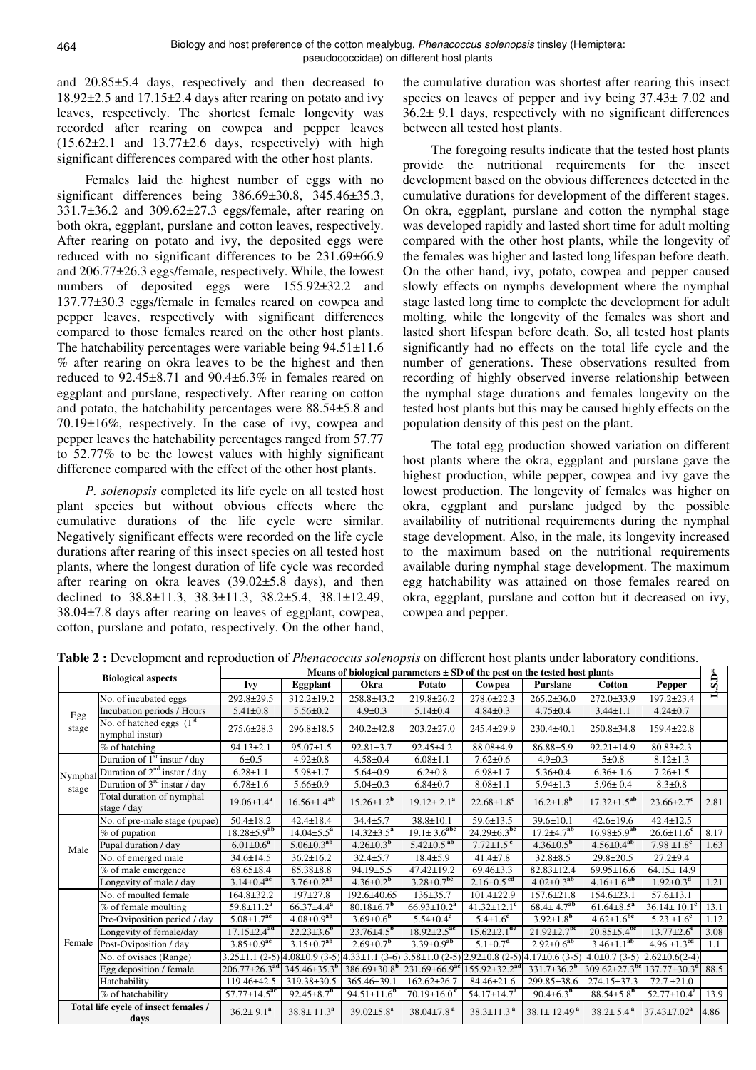and 20.85±5.4 days, respectively and then decreased to 18.92±2.5 and 17.15±2.4 days after rearing on potato and ivy leaves, respectively. The shortest female longevity was recorded after rearing on cowpea and pepper leaves (15.62±2.1 and 13.77±2.6 days, respectively) with high significant differences compared with the other host plants.

Females laid the highest number of eggs with no significant differences being 386.69±30.8, 345.46±35.3, 331.7±36.2 and 309.62±27.3 eggs/female, after rearing on both okra, eggplant, purslane and cotton leaves, respectively. After rearing on potato and ivy, the deposited eggs were reduced with no significant differences to be 231.69±66.9 and 206.77±26.3 eggs/female, respectively. While, the lowest numbers of deposited eggs were 155.92±32.2 and 137.77±30.3 eggs/female in females reared on cowpea and pepper leaves, respectively with significant differences compared to those females reared on the other host plants. The hatchability percentages were variable being 94.51±11.6 % after rearing on okra leaves to be the highest and then reduced to 92.45±8.71 and 90.4±6.3% in females reared on eggplant and purslane, respectively. After rearing on cotton and potato, the hatchability percentages were 88.54±5.8 and 70.19±16%, respectively. In the case of ivy, cowpea and pepper leaves the hatchability percentages ranged from 57.77 to 52.77% to be the lowest values with highly significant difference compared with the effect of the other host plants.

*P. solenopsis* completed its life cycle on all tested host plant species but without obvious effects where the cumulative durations of the life cycle were similar. Negatively significant effects were recorded on the life cycle durations after rearing of this insect species on all tested host plants, where the longest duration of life cycle was recorded after rearing on okra leaves (39.02±5.8 days), and then declined to 38.8±11.3, 38.3±11.3, 38.2±5.4, 38.1±12.49, 38.04±7.8 days after rearing on leaves of eggplant, cowpea, cotton, purslane and potato, respectively. On the other hand, the cumulative duration was shortest after rearing this insect species on leaves of pepper and ivy being 37.43± 7.02 and 36.2± 9.1 days, respectively with no significant differences between all tested host plants.

The foregoing results indicate that the tested host plants provide the nutritional requirements for the insect development based on the obvious differences detected in the cumulative durations for development of the different stages. On okra, eggplant, purslane and cotton the nymphal stage was developed rapidly and lasted short time for adult molting compared with the other host plants, while the longevity of the females was higher and lasted long lifespan before death. On the other hand, ivy, potato, cowpea and pepper caused slowly effects on nymphs development where the nymphal stage lasted long time to complete the development for adult molting, while the longevity of the females was short and lasted short lifespan before death. So, all tested host plants significantly had no effects on the total life cycle and the number of generations. These observations resulted from recording of highly observed inverse relationship between the nymphal stage durations and females longevity on the tested host plants but this may be caused highly effects on the population density of this pest on the plant.

The total egg production showed variation on different host plants where the okra, eggplant and purslane gave the highest production, while pepper, cowpea and ivy gave the lowest production. The longevity of females was higher on okra, eggplant and purslane judged by the possible availability of nutritional requirements during the nymphal stage development. Also, in the male, its longevity increased to the maximum based on the nutritional requirements available during nymphal stage development. The maximum egg hatchability was attained on those females reared on okra, eggplant, purslane and cotton but it decreased on ivy, cowpea and pepper.

**Table 2 :** Development and reproduction of *Phenacoccus solenopsis* on different host plants under laboratory conditions.

| Biological aspects | | Means of biological parameters ± SD of the pest on the tested host plants | | | | | | | | L.S.D* |
|---|---|---|---|---|---|---|---|---|---|---|
| | | Ivy | Eggplant | Okra | Potato | Cowpea | Purslane | Cotton | Pepper | |
| Egg stage | No. of incubated eggs | 292.8±29.5 | 312.2±19.2 | 258.8±43.2 | 219.8±26.2 | 278.6±22.3 | 265.2±36.0 | 272.0±33.9 | 197.2±23.4 | |
| | Incubation periods / Hours | 5.41±0.8 | 5.56±0.2 | 4.9±0.3 | 5.14±0.4 | 4.84±0.3 | 4.75±0.4 | 3.44±1.1 | 4.24±0.7 | |
| | No. of hatched eggs (1st nymphal instar) | 275.6±28.3 | 296.8±18.5 | 240.2±42.8 | 203.2±27.0 | 245.4±29.9 | 230.4±40.1 | 250.8±34.8 | 159.4±22.8 | |
| | % of hatching | 94.13±2.1 | 95.07±1.5 | 92.81±3.7 | 92.45±4.2 | 88.08±4.9 | 86.88±5.9 | 92.21±14.9 | 80.83±2.3 | |
| Nymphal stage | Duration of 1st instar / day | 6±0.5 | 4.92±0.8 | 4.58±0.4 | 6.08±1.1 | 7.62±0.6 | 4.9±0.3 | 5±0.8 | 8.12±1.3 | |
| | Duration of 2nd instar / day | 6.28±1.1 | 5.98±1.7 | 5.64±0.9 | 6.2±0.8 | 6.98±1.7 | 5.36±0.4 | 6.36± 1.6 | 7.26±1.5 | |
| | Duration of 3rd instar / day | 6.78±1.6 | 5.66±0.9 | 5.04±0.3 | 6.84±0.7 | 8.08±1.1 | 5.94±1.3 | 5.96± 0.4 | 8.3±0.8 | |
| | Total duration of nymphal stage / day | 19.06±1.4[a] | 16.56±1.4[ab] | 15.26±1.2[b] | 19.12± 2.1[a] | 22.68±1.8[c] | 16.2±1.8[b] | 17.32±1.5[ab] | 23.66±2.7[c] | 2.81 |
| Male | No. of pre-male stage (pupae) | 50.4±18.2 | 42.4±18.4 | 34.4±5.7 | 38.8±10.1 | 59.6±13.5 | 39.6±10.1 | 42.6±19.6 | 42.4±12.5 | |
| | % of pupation | 18.28±5.9[ab] | 14.04±5.5[a] | 14.32±3.5[a] | 19.1± 3.6[abc] | 24.29±6.3[bc] | 17.2±4.7[ab] | 16.98±5.9[ab] | 26.6±11.6[c] | 8.17 |
| | Pupal duration / day | 6.01±0.6[a] | 5.06±0.3[ab] | 4.26±0.3[b] | 5.42±0.5[ab] | 7.72±1.5[c] | 4.36±0.5[b] | 4.56±0.4[ab] | 7.98 ±1.8[c] | 1.63 |
| | No. of emerged male | 34.6±14.5 | 36.2±16.2 | 32.4±5.7 | 18.4±5.9 | 41.4±7.8 | 32.8±8.5 | 29.8±20.5 | 27.2±9.4 | |
| | % of male emergence | 68.65±8.4 | 85.38±8.8 | 94.19±5.5 | 47.42±19.2 | 69.46±3.3 | 82.83±12.4 | 69.95±16.6 | 64.15± 14.9 | |
| | Longevity of male / day | 3.14±0.4[ac] | 3.76±0.2[ab] | 4.36±0.2[b] | 3.28±0.7[bc] | 2.16±0.5[cd] | 4.02±0.3[ab] | 4.16±1.6[ab] | 1.92±0.3[d] | 1.21 |
| Female | No. of moulted female | 164.8±32.2 | 197±27.8 | 192.6±40.65 | 136±35.7 | 101.4±22.9 | 157.6±21.8 | 154.6±23.1 | 57.6±13.1 | |
| | % of female moulting | 59.8±11.2[a] | 66.37±4.4[a] | 80.18±6.7[b] | 66.93±10.2[a] | 41.32±12.1[c] | 68.4± 4.7[ab] | 61.64±8.5[a] | 36.14± 10.1[c] | 13.1 |
| | Pre-Oviposition period / day | 5.08±1.7[ac] | 4.08±0.9[ab] | 3.69±0.6[b] | 5.54±0.4[c] | 5.4±1.6[c] | 3.92±1.8[b] | 4.62±1.6[bc] | 5.23 ±1.6[c] | 1.12 |
| | Longevity of female/day | 17.15±2.4[ad] | 22.23±3.6[b] | 23.76±4.5[b] | 18.92±2.5[ac] | 15.62±2.1[de] | 21.92±2.7[bc] | 20.85±5.4[bc] | 13.77±2.6[e] | 3.08 |
| | Post-Oviposition / day | 3.85±0.9[ac] | 3.15±0.7[ab] | 2.69±0.7[b] | 3.39±0.9[ab] | 5.1±0.7[d] | 2.92±0.6[ab] | 3.46±1.1[ab] | 4.96 ±1.3[cd] | 1.1 |
| | No. of ovisacs (Range) | 3.25±1.1 (2-5) | 4.08±0.9 (3-5) | 4.33±1.1 (3-6) | 3.58±1.0 (2-5) | 2.92±0.8 (2-5) | 4.17±0.6 (3-5) | 4.0±0.7 (3-5) | 2.62±0.6(2-4) | |
| | Egg deposition / female | 206.77±26.3[ad] | 345.46±35.3[b] | 386.69±30.8[b] | 231.69±66.9[ac] | 155.92±32.2[ad] | 331.7±36.2[b] | 309.62±27.3[bc] | 137.77±30.3[d] | 88.5 |
| | Hatchability | 119.46±42.5 | 319.38±30.5 | 365.46±39.1 | 162.62±26.7 | 84.46±21.6 | 299.85±38.6 | 274.15±37.3 | 72.7 ±21.0 | |
| | % of hatchability | 57.77±14.5[ac] | 92.45±8.7[b] | 94.51±11.6[b] | 70.19±16.0[c] | 54.17±14.7[a] | 90.4±6.3[b] | 88.54±5.8[b] | 52.77±10.4[a] | 13.9 |
| Total life cycle of insect females / days | | 36.2± 9.1[a] | 38.8± 11.3[a] | 39.02±5.8[a] | 38.04±7.8[a] | 38.3±11.3[a] | 38.1± 12.49[a] | 38.2± 5.4[a] | 37.43±7.02[a] | 4.86 |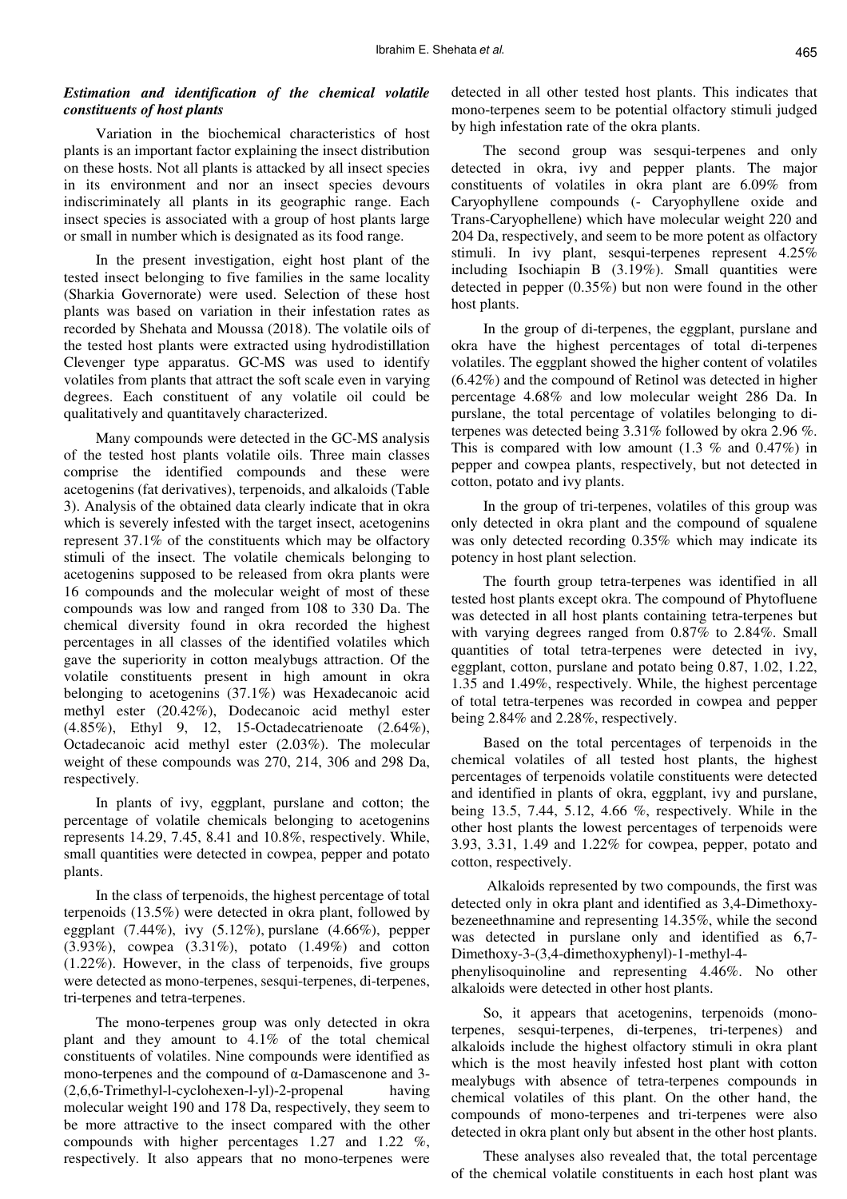### *Estimation and identification of the chemical volatile constituents of host plants*

Variation in the biochemical characteristics of host plants is an important factor explaining the insect distribution on these hosts. Not all plants is attacked by all insect species in its environment and nor an insect species devours indiscriminately all plants in its geographic range. Each insect species is associated with a group of host plants large or small in number which is designated as its food range.

In the present investigation, eight host plant of the tested insect belonging to five families in the same locality (Sharkia Governorate) were used. Selection of these host plants was based on variation in their infestation rates as recorded by Shehata and Moussa (2018). The volatile oils of the tested host plants were extracted using hydrodistillation Clevenger type apparatus. GC-MS was used to identify volatiles from plants that attract the soft scale even in varying degrees. Each constituent of any volatile oil could be qualitatively and quantitatively characterized.

Many compounds were detected in the GC-MS analysis of the tested host plants volatile oils. Three main classes comprise the identified compounds and these were acetogenins (fat derivatives), terpenoids, and alkaloids (Table 3). Analysis of the obtained data clearly indicate that in okra which is severely infested with the target insect, acetogenins represent 37.1% of the constituents which may be olfactory stimuli of the insect. The volatile chemicals belonging to acetogenins supposed to be released from okra plants were 16 compounds and the molecular weight of most of these compounds was low and ranged from 108 to 330 Da. The chemical diversity found in okra recorded the highest percentages in all classes of the identified volatiles which gave the superiority in cotton mealybugs attraction. Of the volatile constituents present in high amount in okra belonging to acetogenins (37.1%) was Hexadecanoic acid methyl ester (20.42%), Dodecanoic acid methyl ester (4.85%), Ethyl 9, 12, 15-Octadecatrienoate (2.64%), Octadecanoic acid methyl ester (2.03%). The molecular weight of these compounds was 270, 214, 306 and 298 Da, respectively.

In plants of ivy, eggplant, purslane and cotton; the percentage of volatile chemicals belonging to acetogenins represents 14.29, 7.45, 8.41 and 10.8%, respectively. While, small quantities were detected in cowpea, pepper and potato plants.

In the class of terpenoids, the highest percentage of total terpenoids (13.5%) were detected in okra plant, followed by eggplant (7.44%), ivy (5.12%), purslane (4.66%), pepper (3.93%), cowpea (3.31%), potato (1.49%) and cotton (1.22%). However, in the class of terpenoids, five groups were detected as mono-terpenes, sesqui-terpenes, di-terpenes, tri-terpenes and tetra-terpenes.

The mono-terpenes group was only detected in okra plant and they amount to 4.1% of the total chemical constituents of volatiles. Nine compounds were identified as mono-terpenes and the compound of α-Damascenone and 3-(2,6,6-Trimethyl-l-cyclohexen-l-yl)-2-propenal having molecular weight 190 and 178 Da, respectively, they seem to be more attractive to the insect compared with the other compounds with higher percentages 1.27 and 1.22 %, respectively. It also appears that no mono-terpenes were detected in all other tested host plants. This indicates that mono-terpenes seem to be potential olfactory stimuli judged by high infestation rate of the okra plants.

The second group was sesqui-terpenes and only detected in okra, ivy and pepper plants. The major constituents of volatiles in okra plant are 6.09% from Caryophyllene compounds (- Caryophyllene oxide and Trans-Caryophellene) which have molecular weight 220 and 204 Da, respectively, and seem to be more potent as olfactory stimuli. In ivy plant, sesqui-terpenes represent 4.25% including Isochiapin B (3.19%). Small quantities were detected in pepper (0.35%) but non were found in the other host plants.

In the group of di-terpenes, the eggplant, purslane and okra have the highest percentages of total di-terpenes volatiles. The eggplant showed the higher content of volatiles (6.42%) and the compound of Retinol was detected in higher percentage 4.68% and low molecular weight 286 Da. In purslane, the total percentage of volatiles belonging to di-terpenes was detected being 3.31% followed by okra 2.96 %. This is compared with low amount (1.3 % and 0.47%) in pepper and cowpea plants, respectively, but not detected in cotton, potato and ivy plants.

In the group of tri-terpenes, volatiles of this group was only detected in okra plant and the compound of squalene was only detected recording 0.35% which may indicate its potency in host plant selection.

The fourth group tetra-terpenes was identified in all tested host plants except okra. The compound of Phytofluene was detected in all host plants containing tetra-terpenes but with varying degrees ranged from 0.87% to 2.84%. Small quantities of total tetra-terpenes were detected in ivy, eggplant, cotton, purslane and potato being 0.87, 1.02, 1.22, 1.35 and 1.49%, respectively. While, the highest percentage of total tetra-terpenes was recorded in cowpea and pepper being 2.84% and 2.28%, respectively.

Based on the total percentages of terpenoids in the chemical volatiles of all tested host plants, the highest percentages of terpenoids volatile constituents were detected and identified in plants of okra, eggplant, ivy and purslane, being 13.5, 7.44, 5.12, 4.66 %, respectively. While in the other host plants the lowest percentages of terpenoids were 3.93, 3.31, 1.49 and 1.22% for cowpea, pepper, potato and cotton, respectively.

Alkaloids represented by two compounds, the first was detected only in okra plant and identified as 3,4-Dimethoxy-bezeneethnamine and representing 14.35%, while the second was detected in purslane only and identified as 6,7-Dimethoxy-3-(3,4-dimethoxyphenyl)-1-methyl-4-phenylisoquinoline and representing 4.46%. No other alkaloids were detected in other host plants.

So, it appears that acetogenins, terpenoids (mono-terpenes, sesqui-terpenes, di-terpenes, tri-terpenes) and alkaloids include the highest olfactory stimuli in okra plant which is the most heavily infested host plant with cotton mealybugs with absence of tetra-terpenes compounds in chemical volatiles of this plant. On the other hand, the compounds of mono-terpenes and tri-terpenes were also detected in okra plant only but absent in the other host plants.

These analyses also revealed that, the total percentage of the chemical volatile constituents in each host plant was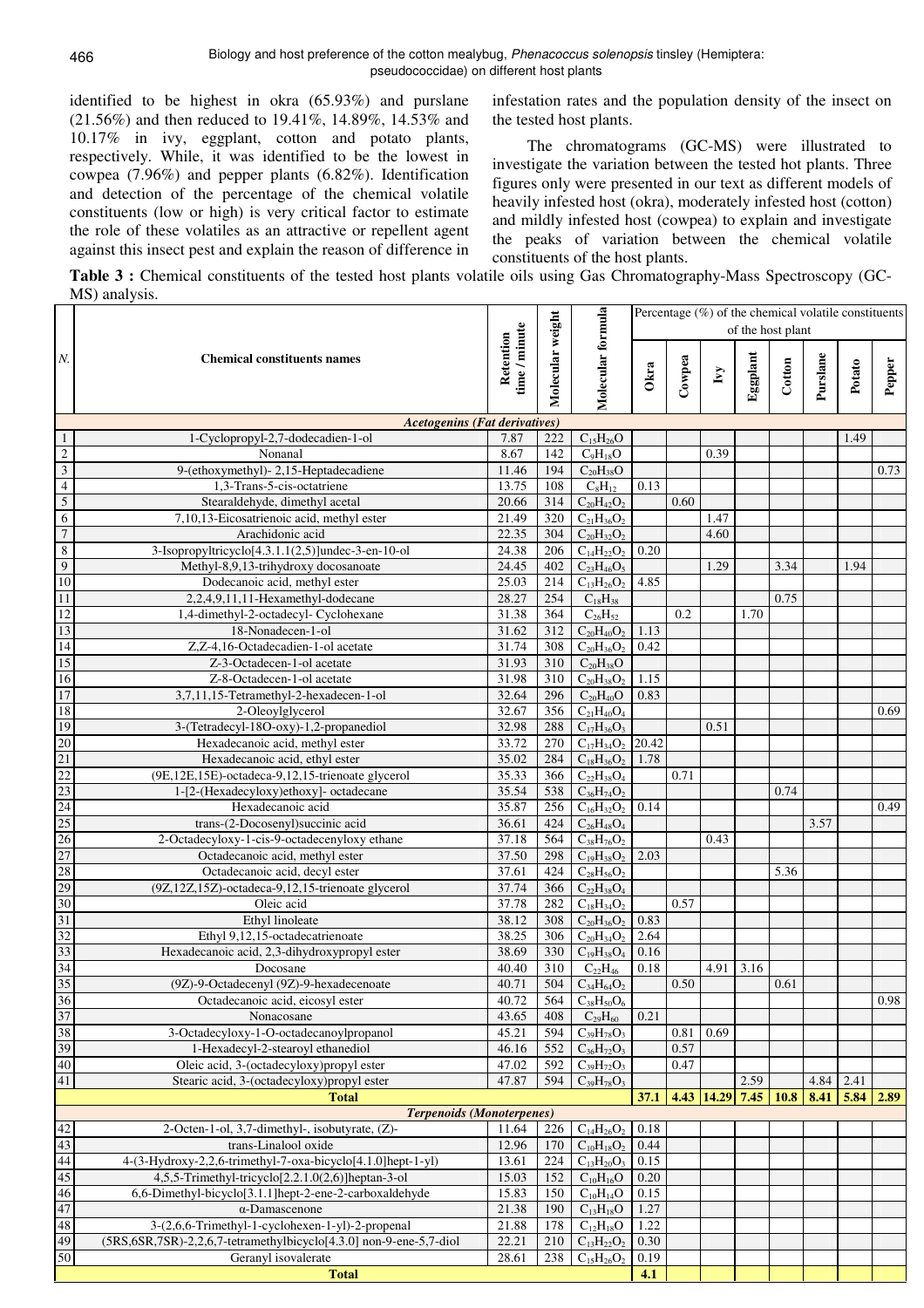identified to be highest in okra (65.93%) and purslane (21.56%) and then reduced to 19.41%, 14.89%, 14.53% and 10.17% in ivy, eggplant, cotton and potato plants, respectively. While, it was identified to be the lowest in cowpea (7.96%) and pepper plants (6.82%). Identification and detection of the percentage of the chemical volatile constituents (low or high) is very critical factor to estimate the role of these volatiles as an attractive or repellent agent against this insect pest and explain the reason of difference in infestation rates and the population density of the insect on the tested host plants.

The chromatograms (GC-MS) were illustrated to investigate the variation between the tested hot plants. Three figures only were presented in our text as different models of heavily infested host (okra), moderately infested host (cotton) and mildly infested host (cowpea) to explain and investigate the peaks of variation between the chemical volatile constituents of the host plants.

**Table 3 :** Chemical constituents of the tested host plants volatile oils using Gas Chromatography-Mass Spectroscopy (GC-MS) analysis.

| N. | Chemical constituents names | Retention time / minute | Molecular weight | Molecular formula | Percentage (%) of the chemical volatile constituents of the host plant | | | | | | | |
|---|---|---|---|---|---|---|---|---|---|---|---|---|
| | | | | | Okra | Cowpea | Ivy | Eggplant | Cotton | Purslane | Potato | Pepper |
| | ***Acetogenins (Fat derivatives)*** | | | | | | | | | | | |
| 1 | 1-Cyclopropyl-2,7-dodecadien-1-ol | 7.87 | 222 | $C_{15}H_{26}O$ | | | | | | | 1.49 | |
| 2 | Nonanal | 8.67 | 142 | $C_9H_{18}O$ | | | 0.39 | | | | | |
| 3 | 9-(ethoxymethyl)- 2,15-Heptadecadiene | 11.46 | 194 | $C_{20}H_{38}O$ | | | | | | | | 0.73 |
| 4 | 1,3-Trans-5-cis-octatriene | 13.75 | 108 | $C_8H_{12}$ | 0.13 | | | | | | | |
| 5 | Stearaldehyde, dimethyl acetal | 20.66 | 314 | $C_{20}H_{42}O_2$ | | 0.60 | | | | | | |
| 6 | 7,10,13-Eicosatrienoic acid, methyl ester | 21.49 | 320 | $C_{21}H_{36}O_2$ | | | 1.47 | | | | | |
| 7 | Arachidonic acid | 22.35 | 304 | $C_{20}H_{32}O_2$ | | | 4.60 | | | | | |
| 8 | 3-Isopropyltricyclo[4.3.1.1(2,5)]undec-3-en-10-ol | 24.38 | 206 | $C_{14}H_{22}O_2$ | 0.20 | | | | | | | |
| 9 | Methyl-8,9,13-trihydroxy docosanoate | 24.45 | 402 | $C_{23}H_{46}O_5$ | | | 1.29 | | 3.34 | | 1.94 | |
| 10 | Dodecanoic acid, methyl ester | 25.03 | 214 | $C_{13}H_{26}O_2$ | 4.85 | | | | | | | |
| 11 | 2,2,4,9,11,11-Hexamethyl-dodecane | 28.27 | 254 | $C_{18}H_{38}$ | | | | | 0.75 | | | |
| 12 | 1,4-dimethyl-2-octadecyl- Cyclohexane | 31.38 | 364 | $C_{26}H_{52}$ | | 0.2 | | 1.70 | | | | |
| 13 | 18-Nonadecen-1-ol | 31.62 | 312 | $C_{20}H_{40}O_2$ | 1.13 | | | | | | | |
| 14 | Z,Z-4,16-Octadecadien-1-ol acetate | 31.74 | 308 | $C_{20}H_{36}O_2$ | 0.42 | | | | | | | |
| 15 | Z-3-Octadecen-1-ol acetate | 31.93 | 310 | $C_{20}H_{38}O$ | | | | | | | | |
| 16 | Z-8-Octadecen-1-ol acetate | 31.98 | 310 | $C_{20}H_{38}O_2$ | 1.15 | | | | | | | |
| 17 | 3,7,11,15-Tetramethyl-2-hexadecen-1-ol | 32.64 | 296 | $C_{20}H_{40}O$ | 0.83 | | | | | | | |
| 18 | 2-Oleoylglycerol | 32.67 | 356 | $C_{21}H_{40}O_4$ | | | | | | | | 0.69 |
| 19 | 3-(Tetradecyl-18O-oxy)-1,2-propanediol | 32.98 | 288 | $C_{17}H_{36}O_3$ | | | 0.51 | | | | | |
| 20 | Hexadecanoic acid, methyl ester | 33.72 | 270 | $C_{17}H_{34}O_2$ | 20.42 | | | | | | | |
| 21 | Hexadecanoic acid, ethyl ester | 35.02 | 284 | $C_{18}H_{36}O_2$ | 1.78 | | | | | | | |
| 22 | (9E,12E,15E)-octadeca-9,12,15-trienoate glycerol | 35.33 | 366 | $C_{22}H_{38}O_4$ | | 0.71 | | | | | | |
| 23 | 1-[2-(Hexadecyloxy)ethoxy]- octadecane | 35.54 | 538 | $C_{36}H_{74}O_2$ | | | | | 0.74 | | | |
| 24 | Hexadecanoic acid | 35.87 | 256 | $C_{16}H_{32}O_2$ | 0.14 | | | | | | | 0.49 |
| 25 | trans-(2-Docosenyl)succinic acid | 36.61 | 424 | $C_{26}H_{48}O_4$ | | | | | | 3.57 | | |
| 26 | 2-Octadecyloxy-1-cis-9-octadecenyloxy ethane | 37.18 | 564 | $C_{38}H_{76}O_2$ | | | 0.43 | | | | | |
| 27 | Octadecanoic acid, methyl ester | 37.50 | 298 | $C_{19}H_{38}O_2$ | 2.03 | | | | | | | |
| 28 | Octadecanoic acid, decyl ester | 37.61 | 424 | $C_{28}H_{56}O_2$ | | | | | 5.36 | | | |
| 29 | (9Z,12Z,15Z)-octadeca-9,12,15-trienoate glycerol | 37.74 | 366 | $C_{22}H_{38}O_4$ | | | | | | | | |
| 30 | Oleic acid | 37.78 | 282 | $C_{18}H_{34}O_2$ | | 0.57 | | | | | | |
| 31 | Ethyl linoleate | 38.12 | 308 | $C_{20}H_{36}O_2$ | 0.83 | | | | | | | |
| 32 | Ethyl 9,12,15-octadecatrienoate | 38.25 | 306 | $C_{20}H_{34}O_2$ | 2.64 | | | | | | | |
| 33 | Hexadecanoic acid, 2,3-dihydroxypropyl ester | 38.69 | 330 | $C_{19}H_{38}O_4$ | 0.16 | | | | | | | |
| 34 | Docosane | 40.40 | 310 | $C_{22}H_{46}$ | 0.18 | | 4.91 | 3.16 | | | | |
| 35 | (9Z)-9-Octadecenyl (9Z)-9-hexadecenoate | 40.71 | 504 | $C_{34}H_{64}O_2$ | | 0.50 | | | 0.61 | | | |
| 36 | Octadecanoic acid, eicosyl ester | 40.72 | 564 | $C_{38}H_{50}O_6$ | | | | | | | | 0.98 |
| 37 | Nonacosane | 43.65 | 408 | $C_{29}H_{60}$ | 0.21 | | | | | | | |
| 38 | 3-Octadecyloxy-1-O-octadecanoylpropanol | 45.21 | 594 | $C_{39}H_{78}O_3$ | | 0.81 | 0.69 | | | | | |
| 39 | 1-Hexadecyl-2-stearoyl ethanediol | 46.16 | 552 | $C_{36}H_{72}O_3$ | | 0.57 | | | | | | |
| 40 | Oleic acid, 3-(octadecyloxy)propyl ester | 47.02 | 592 | $C_{39}H_{72}O_3$ | | 0.47 | | | | | | |
| 41 | Stearic acid, 3-(octadecyloxy)propyl ester | 47.87 | 594 | $C_{39}H_{78}O_3$ | | | | 2.59 | | 4.84 | 2.41 | |
| | **Total** | | | | **37.1** | **4.43** | **14.29** | **7.45** | **10.8** | **8.41** | **5.84** | **2.89** |
| | ***Terpenoids (Monoterpenes)*** | | | | | | | | | | | |
| 42 | 2-Octen-1-ol, 3,7-dimethyl-, isobutyrate, (Z)- | 11.64 | 226 | $C_{14}H_{26}O_2$ | 0.18 | | | | | | | |
| 43 | trans-Linalool oxide | 12.96 | 170 | $C_{10}H_{18}O_2$ | 0.44 | | | | | | | |
| 44 | 4-(3-Hydroxy-2,2,6-trimethyl-7-oxa-bicyclo[4.1.0]hept-1-yl) | 13.61 | 224 | $C_{13}H_{20}O_3$ | 0.15 | | | | | | | |
| 45 | 4,5,5-Trimethyl-tricyclo[2.2.1.0(2,6)]heptan-3-ol | 15.03 | 152 | $C_{10}H_{16}O$ | 0.20 | | | | | | | |
| 46 | 6,6-Dimethyl-bicyclo[3.1.1]hept-2-ene-2-carboxaldehyde | 15.83 | 150 | $C_{10}H_{14}O$ | 0.15 | | | | | | | |
| 47 | α-Damascenone | 21.38 | 190 | $C_{13}H_{18}O$ | 1.27 | | | | | | | |
| 48 | 3-(2,6,6-Trimethyl-1-cyclohexen-1-yl)-2-propenal | 21.88 | 178 | $C_{12}H_{18}O$ | 1.22 | | | | | | | |
| 49 | (5RS,6SR,7SR)-2,2,6,7-tetramethylbicyclo[4.3.0] non-9-ene-5,7-diol | 22.21 | 210 | $C_{13}H_{22}O_2$ | 0.30 | | | | | | | |
| 50 | Geranyl isovalerate | 28.61 | 238 | $C_{15}H_{26}O_2$ | 0.19 | | | | | | | |
| | **Total** | | | | **4.1** | | | | | | | |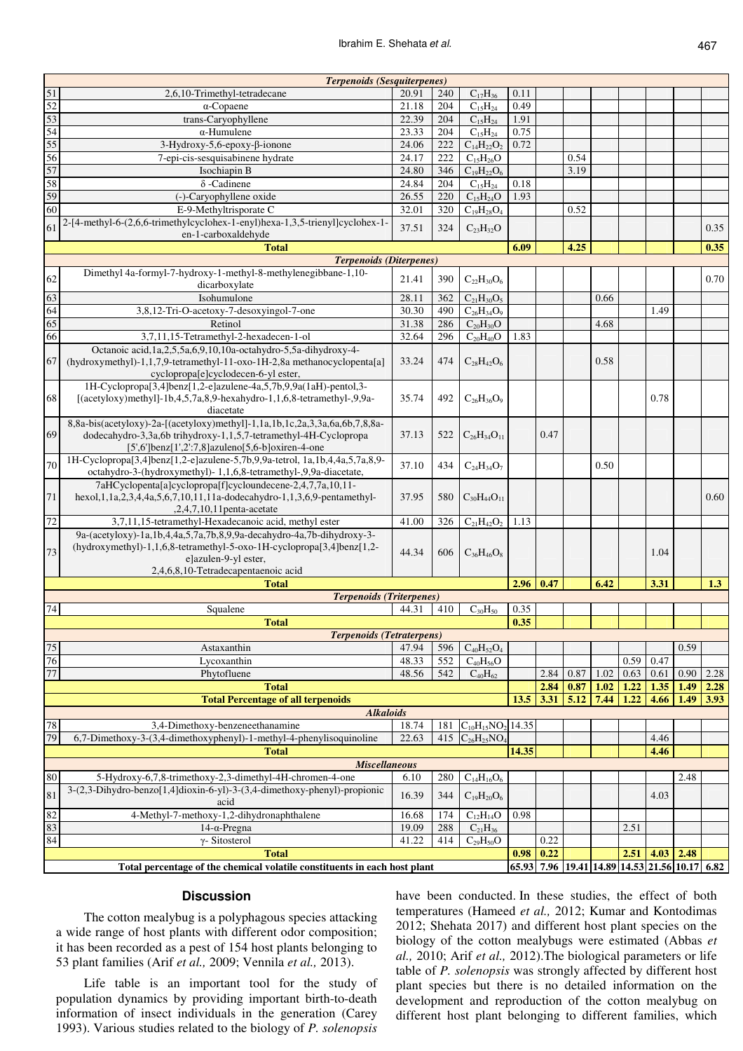| | | | | | | | | | | | | |
|---|---|---|---|---|---|---|---|---|---|---|---|---|
| **Terpenoids (Sesquiterpenes)** | | | | | | | | | | | | |
| 51 | 2,6,10-Trimethyl-tetradecane | 20.91 | 240 | $C_{17}H_{36}$ | 0.11 | | | | | | | |
| 52 | α-Copaene | 21.18 | 204 | $C_{15}H_{24}$ | 0.49 | | | | | | | |
| 53 | trans-Caryophyllene | 22.39 | 204 | $C_{15}H_{24}$ | 1.91 | | | | | | | |
| 54 | α-Humulene | 23.33 | 204 | $C_{15}H_{24}$ | 0.75 | | | | | | | |
| 55 | 3-Hydroxy-5,6-epoxy-β-ionone | 24.06 | 222 | $C_{14}H_{22}O_2$ | 0.72 | | | | | | | |
| 56 | 7-epi-cis-sesquisabinene hydrate | 24.17 | 222 | $C_{15}H_{26}O$ | | | 0.54 | | | | | |
| 57 | Isochiapin B | 24.80 | 346 | $C_{19}H_{22}O_6$ | | | 3.19 | | | | | |
| 58 | δ -Cadinene | 24.84 | 204 | $C_{15}H_{24}$ | 0.18 | | | | | | | |
| 59 | (-)-Caryophyllene oxide | 26.55 | 220 | $C_{15}H_{24}O$ | 1.93 | | | | | | | |
| 60 | E-9-Methyltrisporate C | 32.01 | 320 | $C_{19}H_{28}O_4$ | | | 0.52 | | | | | |
| 61 | 2-[4-methyl-6-(2,6,6-trimethylcyclohex-1-enyl)hexa-1,3,5-trienyl]cyclohex-1-en-1-carboxaldehyde | 37.51 | 324 | $C_{23}H_{32}O$ | | | | | | | | 0.35 |
| **Total** | | | | | **6.09** | | **4.25** | | | | | **0.35** |
| **Terpenoids (Diterpenes)** | | | | | | | | | | | | |
| 62 | Dimethyl 4a-formyl-7-hydroxy-1-methyl-8-methylenegibbane-1,10-dicarboxylate | 21.41 | 390 | $C_{22}H_{30}O_6$ | | | | | | | | 0.70 |
| 63 | Isohumulone | 28.11 | 362 | $C_{21}H_{30}O_5$ | | | | 0.66 | | | | |
| 64 | 3,8,12-Tri-O-acetoxy-7-desoxyingol-7-one | 30.30 | 490 | $C_{26}H_{34}O_9$ | | | | | | 1.49 | | |
| 65 | Retinol | 31.38 | 286 | $C_{20}H_{30}O$ | | | | 4.68 | | | | |
| 66 | 3,7,11,15-Tetramethyl-2-hexadecen-1-ol | 32.64 | 296 | $C_{20}H_{40}O$ | 1.83 | | | | | | | |
| 67 | Octanoic acid,1a,2,5,5a,6,9,10,10a-octahydro-5,5a-dihydroxy-4-(hydroxymethyl)-1,1,7,9-tetramethyl-11-oxo-1H-2,8a methanocyclopenta[a]cyclopropa[e]cyclodecen-6-yl ester, | 33.24 | 474 | $C_{28}H_{42}O_6$ | | | | 0.58 | | | | |
| 68 | 1H-Cyclopropa[3,4]benz[1,2-e]azulene-4a,5,7b,9,9a(1aH)-pentol,3-[(acetyloxy)methyl]-1b,4,5,7a,8,9-hexahydro-1,1,6,8-tetramethyl-,9,9a-diacetate | 35.74 | 492 | $C_{26}H_{36}O_9$ | | | | | | 0.78 | | |
| 69 | 8,8a-bis(acetyloxy)-2a-[(acetyloxy)methyl]-1,1a,1b,1c,2a,3,3a,6a,6b,7,8,8a-dodecahydro-3,3a,6b trihydroxy-1,1,5,7-tetramethyl-4H-Cyclopropa [5',6']benz[1',2':7,8]azuleno[5,6-b]oxiren-4-one | 37.13 | 522 | $C_{26}H_{34}O_{11}$ | | 0.47 | | | | | | |
| 70 | 1H-Cyclopropa[3,4]benz[1,2-e]azulene-5,7b,9,9a-tetrol, 1a,1b,4,4a,5,7a,8,9-octahydro-3-(hydroxymethyl)- 1,1,6,8-tetramethyl-,9,9a-diacetate, | 37.10 | 434 | $C_{24}H_{34}O_7$ | | | | 0.50 | | | | |
| 71 | 7aHCyclopenta[a]cyclopropa[f]cycloundecene-2,4,7,7a,10,11-hexol,1,1a,2,3,4,4a,5,6,7,10,11,11a-dodecahydro-1,1,3,6,9-pentamethyl-,2,4,7,10,11penta-acetate | 37.95 | 580 | $C_{30}H_{44}O_{11}$ | | | | | | | | 0.60 |
| 72 | 3,7,11,15-tetramethyl-Hexadecanoic acid, methyl ester | 41.00 | 326 | $C_{21}H_{42}O_2$ | 1.13 | | | | | | | |
| 73 | 9a-(acetyloxy)-1a,1b,4,4a,5,7a,7b,8,9,9a-decahydro-4a,7b-dihydroxy-3-(hydroxymethyl)-1,1,6,8-tetramethyl-5-oxo-1H-cyclopropa[3,4]benz[1,2-e]azulen-9-yl ester, 2,4,6,8,10-Tetradecapentaenoic acid | 44.34 | 606 | $C_{36}H_{46}O_8$ | | | | | | 1.04 | | |
| **Total** | | | | | **2.96** | **0.47** | | **6.42** | | **3.31** | | **1.3** |
| **Terpenoids (Triterpenes)** | | | | | | | | | | | | |
| 74 | Squalene | 44.31 | 410 | $C_{30}H_{50}$ | 0.35 | | | | | | | |
| **Total** | | | | | **0.35** | | | | | | | |
| **Terpenoids (Tetraterpens)** | | | | | | | | | | | | |
| 75 | Astaxanthin | 47.94 | 596 | $C_{40}H_{52}O_4$ | | | | | | | 0.59 | |
| 76 | Lycoxanthin | 48.33 | 552 | $C_{40}H_{56}O$ | | | | | 0.59 | 0.47 | | |
| 77 | Phytofluene | 48.56 | 542 | $C_{40}H_{62}$ | | 2.84 | 0.87 | 1.02 | 0.63 | 0.61 | 0.90 | 2.28 |
| **Total** | | | | | | **2.84** | **0.87** | **1.02** | **1.22** | **1.35** | **1.49** | **2.28** |
| **Total Percentage of all terpenoids** | | | | | **13.5** | **3.31** | **5.12** | **7.44** | **1.22** | **4.66** | **1.49** | **3.93** |
| **Alkaloids** | | | | | | | | | | | | |
| 78 | 3,4-Dimethoxy-benzeneethanamine | 18.74 | 181 | $C_{10}H_{15}NO_2$ | 14.35 | | | | | | | |
| 79 | 6,7-Dimethoxy-3-(3,4-dimethoxyphenyl)-1-methyl-4-phenylisoquinoline | 22.63 | 415 | $C_{26}H_{25}NO_4$ | | | | | | 4.46 | | |
| **Total** | | | | | **14.35** | | | | | **4.46** | | |
| **Miscellaneous** | | | | | | | | | | | | |
| 80 | 5-Hydroxy-6,7,8-trimethoxy-2,3-dimethyl-4H-chromen-4-one | 6.10 | 280 | $C_{14}H_{16}O_6$ | | | | | | | 2.48 | |
| 81 | 3-(2,3-Dihydro-benzo[1,4]dioxin-6-yl)-3-(3,4-dimethoxy-phenyl)-propionic acid | 16.39 | 344 | $C_{19}H_{20}O_6$ | | | | | | 4.03 | | |
| 82 | 4-Methyl-7-methoxy-1,2-dihydronaphthalene | 16.68 | 174 | $C_{12}H_{14}O$ | 0.98 | | | | | | | |
| 83 | 14-α-Pregna | 19.09 | 288 | $C_{21}H_{36}$ | | | | | 2.51 | | | |
| 84 | γ- Sitosterol | 41.22 | 414 | $C_{29}H_{50}O$ | | 0.22 | | | | | | |
| **Total** | | | | | **0.98** | **0.22** | | | **2.51** | **4.03** | **2.48** | |
| **Total percentage of the chemical volatile constituents in each host plant** | | | | | **65.93** | **7.96** | **19.41** | **14.89** | **14.53** | **21.56** | **10.17** | **6.82** |

## Discussion

The cotton mealybug is a polyphagous species attacking a wide range of host plants with different odor composition; it has been recorded as a pest of 154 host plants belonging to 53 plant families (Arif *et al.,* 2009; Vennila *et al.,* 2013).

Life table is an important tool for the study of population dynamics by providing important birth-to-death information of insect individuals in the generation (Carey 1993). Various studies related to the biology of *P. solenopsis* have been conducted. In these studies, the effect of both temperatures (Hameed *et al.,* 2012; Kumar and Kontodimas 2012; Shehata 2017) and different host plant species on the biology of the cotton mealybugs were estimated (Abbas *et al.,* 2010; Arif *et al.,* 2012).The biological parameters or life table of *P. solenopsis* was strongly affected by different host plant species but there is no detailed information on the development and reproduction of the cotton mealybug on different host plant belonging to different families, which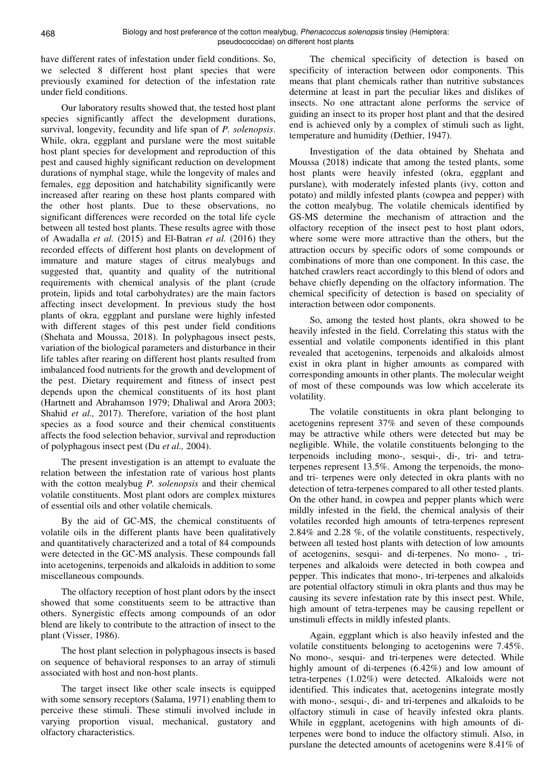have different rates of infestation under field conditions. So, we selected 8 different host plant species that were previously examined for detection of the infestation rate under field conditions.

Our laboratory results showed that, the tested host plant species significantly affect the development durations, survival, longevity, fecundity and life span of *P. solenopsis*. While, okra, eggplant and purslane were the most suitable host plant species for development and reproduction of this pest and caused highly significant reduction on development durations of nymphal stage, while the longevity of males and females, egg deposition and hatchability significantly were increased after rearing on these host plants compared with the other host plants. Due to these observations, no significant differences were recorded on the total life cycle between all tested host plants. These results agree with those of Awadalla *et al.* (2015) and El-Batran *et al.* (2016) they recorded effects of different host plants on development of immature and mature stages of citrus mealybugs and suggested that, quantity and quality of the nutritional requirements with chemical analysis of the plant (crude protein, lipids and total carbohydrates) are the main factors affecting insect development. In previous study the host plants of okra, eggplant and purslane were highly infested with different stages of this pest under field conditions (Shehata and Moussa, 2018). In polyphagous insect pests, variation of the biological parameters and disturbance in their life tables after rearing on different host plants resulted from imbalanced food nutrients for the growth and development of the pest. Dietary requirement and fitness of insect pest depends upon the chemical constituents of its host plant (Hartnett and Abrahamson 1979; Dhaliwal and Arora 2003; Shahid *et al.,* 2017). Therefore, variation of the host plant species as a food source and their chemical constituents affects the food selection behavior, survival and reproduction of polyphagous insect pest (Du *et al.,* 2004).

The present investigation is an attempt to evaluate the relation between the infestation rate of various host plants with the cotton mealybug *P. solenopsis* and their chemical volatile constituents. Most plant odors are complex mixtures of essential oils and other volatile chemicals.

By the aid of GC-MS, the chemical constituents of volatile oils in the different plants have been qualitatively and quantitatively characterized and a total of 84 compounds were detected in the GC-MS analysis. These compounds fall into acetogenins, terpenoids and alkaloids in addition to some miscellaneous compounds.

The olfactory reception of host plant odors by the insect showed that some constituents seem to be attractive than others. Synergistic effects among compounds of an odor blend are likely to contribute to the attraction of insect to the plant (Visser, 1986).

The host plant selection in polyphagous insects is based on sequence of behavioral responses to an array of stimuli associated with host and non-host plants.

The target insect like other scale insects is equipped with some sensory receptors (Salama, 1971) enabling them to perceive these stimuli. These stimuli involved include in varying proportion visual, mechanical, gustatory and olfactory characteristics.

The chemical specificity of detection is based on specificity of interaction between odor components. This means that plant chemicals rather than nutritive substances determine at least in part the peculiar likes and dislikes of insects. No one attractant alone performs the service of guiding an insect to its proper host plant and that the desired end is achieved only by a complex of stimuli such as light, temperature and humidity (Dethier, 1947).

Investigation of the data obtained by Shehata and Moussa (2018) indicate that among the tested plants, some host plants were heavily infested (okra, eggplant and purslane), with moderately infested plants (ivy, cotton and potato) and mildly infested plants (cowpea and pepper) with the cotton mealybug. The volatile chemicals identified by GS-MS determine the mechanism of attraction and the olfactory reception of the insect pest to host plant odors, where some were more attractive than the others, but the attraction occurs by specific odors of some compounds or combinations of more than one component. In this case, the hatched crawlers react accordingly to this blend of odors and behave chiefly depending on the olfactory information. The chemical specificity of detection is based on speciality of interaction between odor components.

So, among the tested host plants, okra showed to be heavily infested in the field. Correlating this status with the essential and volatile components identified in this plant revealed that acetogenins, terpenoids and alkaloids almost exist in okra plant in higher amounts as compared with corresponding amounts in other plants. The molecular weight of most of these compounds was low which accelerate its volatility.

The volatile constituents in okra plant belonging to acetogenins represent 37% and seven of these compounds may be attractive while others were detected but may be negligible. While, the volatile constituents belonging to the terpenoids including mono-, sesqui-, di-, tri- and tetra-terpenes represent 13.5%. Among the terpenoids, the mono- and tri- terpenes were only detected in okra plants with no detection of tetra-terpenes compared to all other tested plants. On the other hand, in cowpea and pepper plants which were mildly infested in the field, the chemical analysis of their volatiles recorded high amounts of tetra-terpenes represent 2.84% and 2.28 %, of the volatile constituents, respectively, between all tested host plants with detection of low amounts of acetogenins, sesqui- and di-terpenes. No mono- , tri-terpenes and alkaloids were detected in both cowpea and pepper. This indicates that mono-, tri-terpenes and alkaloids are potential olfactory stimuli in okra plants and thus may be causing its severe infestation rate by this insect pest. While, high amount of tetra-terpenes may be causing repellent or unstimuli effects in mildly infested plants.

Again, eggplant which is also heavily infested and the volatile constituents belonging to acetogenins were 7.45%. No mono-, sesqui- and tri-terpenes were detected. While highly amount of di-terpenes (6.42%) and low amount of tetra-terpenes (1.02%) were detected. Alkaloids were not identified. This indicates that, acetogenins integrate mostly with mono-, sesqui-, di- and tri-terpenes and alkaloids to be olfactory stimuli in case of heavily infested okra plants. While in eggplant, acetogenins with high amounts of di-terpenes were bond to induce the olfactory stimuli. Also, in purslane the detected amounts of acetogenins were 8.41% of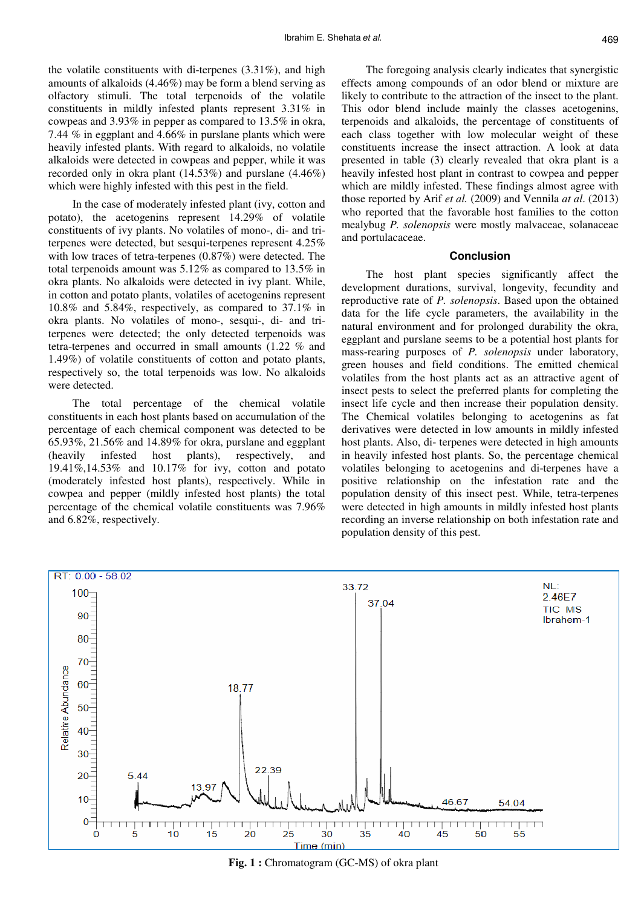the volatile constituents with di-terpenes (3.31%), and high amounts of alkaloids (4.46%) may be form a blend serving as olfactory stimuli. The total terpenoids of the volatile constituents in mildly infested plants represent 3.31% in cowpeas and 3.93% in pepper as compared to 13.5% in okra, 7.44 % in eggplant and 4.66% in purslane plants which were heavily infested plants. With regard to alkaloids, no volatile alkaloids were detected in cowpeas and pepper, while it was recorded only in okra plant (14.53%) and purslane (4.46%) which were highly infested with this pest in the field.

In the case of moderately infested plant (ivy, cotton and potato), the acetogenins represent 14.29% of volatile constituents of ivy plants. No volatiles of mono-, di- and tri-terpenes were detected, but sesqui-terpenes represent 4.25% with low traces of tetra-terpenes (0.87%) were detected. The total terpenoids amount was 5.12% as compared to 13.5% in okra plants. No alkaloids were detected in ivy plant. While, in cotton and potato plants, volatiles of acetogenins represent 10.8% and 5.84%, respectively, as compared to 37.1% in okra plants. No volatiles of mono-, sesqui-, di- and tri-terpenes were detected; the only detected terpenoids was tetra-terpenes and occurred in small amounts (1.22 % and 1.49%) of volatile constituents of cotton and potato plants, respectively so, the total terpenoids was low. No alkaloids were detected.

The total percentage of the chemical volatile constituents in each host plants based on accumulation of the percentage of each chemical component was detected to be 65.93%, 21.56% and 14.89% for okra, purslane and eggplant (heavily infested host plants), respectively, and 19.41%,14.53% and 10.17% for ivy, cotton and potato (moderately infested host plants), respectively. While in cowpea and pepper (mildly infested host plants) the total percentage of the chemical volatile constituents was 7.96% and 6.82%, respectively.

The foregoing analysis clearly indicates that synergistic effects among compounds of an odor blend or mixture are likely to contribute to the attraction of the insect to the plant. This odor blend include mainly the classes acetogenins, terpenoids and alkaloids, the percentage of constituents of each class together with low molecular weight of these constituents increase the insect attraction. A look at data presented in table (3) clearly revealed that okra plant is a heavily infested host plant in contrast to cowpea and pepper which are mildly infested. These findings almost agree with those reported by Arif *et al.* (2009) and Vennila *at al*. (2013) who reported that the favorable host families to the cotton mealybug *P. solenopsis* were mostly malvaceae, solanaceae and portulacaceae.

## Conclusion

The host plant species significantly affect the development durations, survival, longevity, fecundity and reproductive rate of *P. solenopsis*. Based upon the obtained data for the life cycle parameters, the availability in the natural environment and for prolonged durability the okra, eggplant and purslane seems to be a potential host plants for mass-rearing purposes of *P. solenopsis* under laboratory, green houses and field conditions. The emitted chemical volatiles from the host plants act as an attractive agent of insect pests to select the preferred plants for completing the insect life cycle and then increase their population density. The Chemical volatiles belonging to acetogenins as fat derivatives were detected in low amounts in mildly infested host plants. Also, di- terpenes were detected in high amounts in heavily infested host plants. So, the percentage chemical volatiles belonging to acetogenins and di-terpenes have a positive relationship on the infestation rate and the population density of this insect pest. While, tetra-terpenes were detected in high amounts in mildly infested host plants recording an inverse relationship on both infestation rate and population density of this pest.

**Fig. 1 :** Chromatogram (GC-MS) of okra plant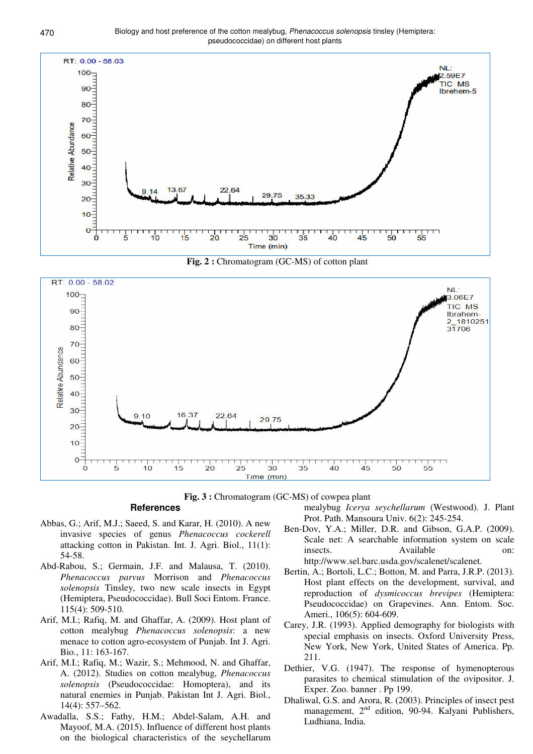**Fig. 2 :** Chromatogram (GC-MS) of cotton plant

**Fig. 3 :** Chromatogram (GC-MS) of cowpea plant

## References

Abbas, G.; Arif, M.J.; Saeed, S. and Karar, H. (2010). A new invasive species of genus *Phenacoccus cockerell* attacking cotton in Pakistan. Int. J. Agri. Biol., 11(1): 54-58.

Abd-Rabou, S.; Germain, J.F. and Malausa, T. (2010). *Phenacoccus parvus* Morrison and *Phenacoccus solenopsis* Tinsley, two new scale insects in Egypt (Hemiptera, Pseudococcidae). Bull Soci Entom. France. 115(4): 509-510.

Arif, M.I.; Rafiq, M. and Ghaffar, A. (2009). Host plant of cotton mealybug *Phenacoccus solenopsis*: a new menace to cotton agro-ecosystem of Punjab. Int J. Agri. Bio., 11: 163-167.

Arif, M.I.; Rafiq, M.; Wazir, S.; Mehmood, N. and Ghaffar, A. (2012). Studies on cotton mealybug, *Phenacoccus solenopsis* (Pseudococcidae: Homoptera), and its natural enemies in Punjab. Pakistan Int J. Agri. Biol., 14(4): 557–562.

Awadalla, S.S.; Fathy, H.M.; Abdel-Salam, A.H. and Mayoof, M.A. (2015). Influence of different host plants on the biological characteristics of the seychellarum mealybug *Icerya seychellarum* (Westwood). J. Plant Prot. Path. Mansoura Univ. 6(2): 245-254.

Ben-Dov, Y.A.; Miller, D.R. and Gibson, G.A.P. (2009). Scale net: A searchable information system on scale insects. Available on: http://www.sel.barc.usda.gov/scalenet/scalenet.

Bertin, A.; Bortoli, L.C.; Botton, M. and Parra, J.R.P. (2013). Host plant effects on the development, survival, and reproduction of *dysmicoccus brevipes* (Hemiptera: Pseudococcidae) on Grapevines. Ann. Entom. Soc. Ameri., 106(5): 604-609.

Carey, J.R. (1993). Applied demography for biologists with special emphasis on insects. Oxford University Press, New York, New York, United States of America. Pp. 211.

Dethier, V.G. (1947). The response of hymenopterous parasites to chemical stimulation of the ovipositor. J. Exper. Zoo. banner . Pp 199.

Dhaliwal, G.S. and Arora, R. (2003). Principles of insect pest management, 2nd edition, 90-94. Kalyani Publishers, Ludhiana, India.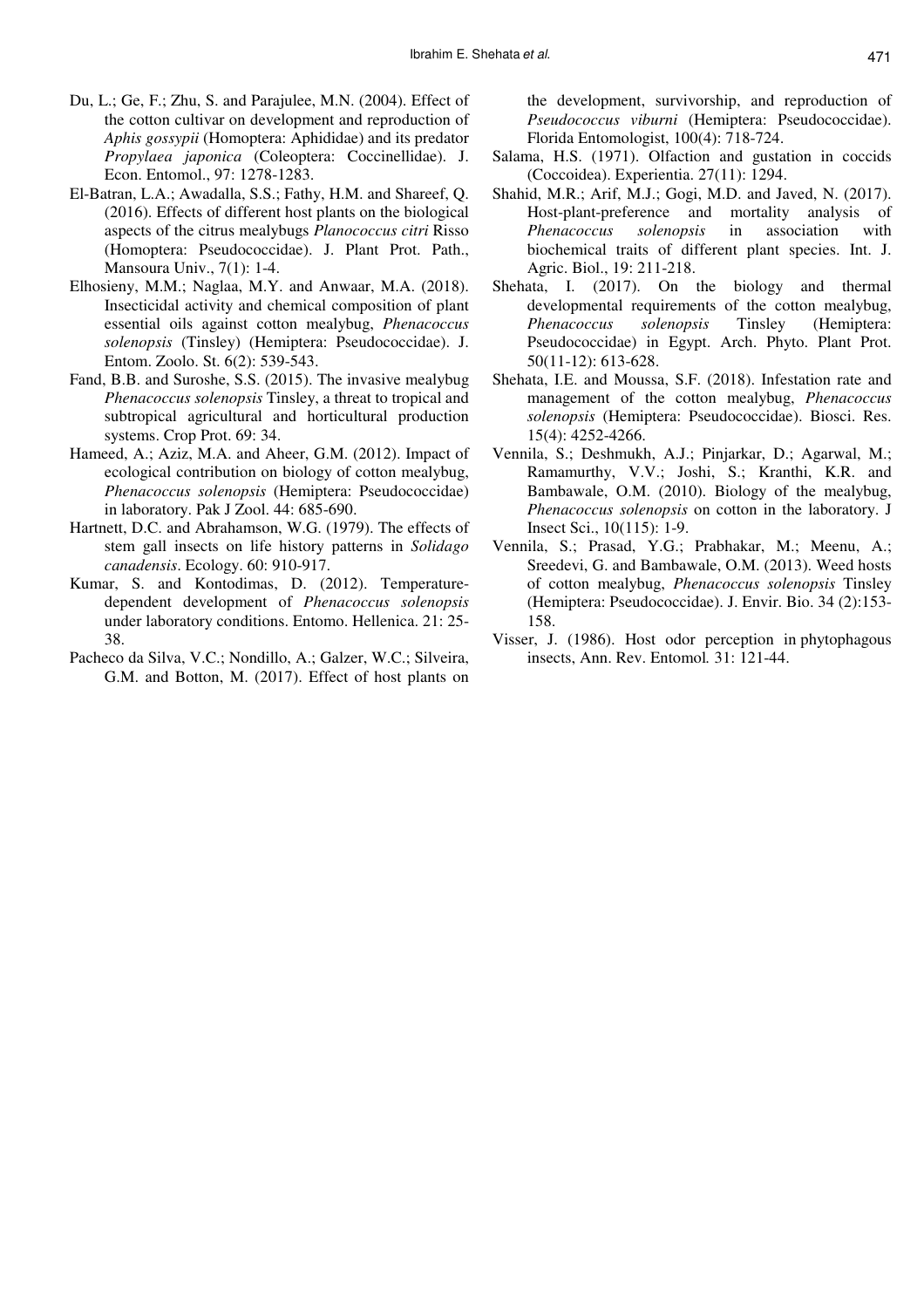Du, L.; Ge, F.; Zhu, S. and Parajulee, M.N. (2004). Effect of the cotton cultivar on development and reproduction of *Aphis gossypii* (Homoptera: Aphididae) and its predator *Propylaea japonica* (Coleoptera: Coccinellidae). J. Econ. Entomol., 97: 1278-1283.

El-Batran, L.A.; Awadalla, S.S.; Fathy, H.M. and Shareef, Q. (2016). Effects of different host plants on the biological aspects of the citrus mealybugs *Planococcus citri* Risso (Homoptera: Pseudococcidae). J. Plant Prot. Path., Mansoura Univ., 7(1): 1-4.

Elhosieny, M.M.; Naglaa, M.Y. and Anwaar, M.A. (2018). Insecticidal activity and chemical composition of plant essential oils against cotton mealybug, *Phenacoccus solenopsis* (Tinsley) (Hemiptera: Pseudococcidae). J. Entom. Zoolo. St. 6(2): 539-543.

Fand, B.B. and Suroshe, S.S. (2015). The invasive mealybug *Phenacoccus solenopsis* Tinsley, a threat to tropical and subtropical agricultural and horticultural production systems. Crop Prot. 69: 34.

Hameed, A.; Aziz, M.A. and Aheer, G.M. (2012). Impact of ecological contribution on biology of cotton mealybug, *Phenacoccus solenopsis* (Hemiptera: Pseudococcidae) in laboratory. Pak J Zool. 44: 685-690.

Hartnett, D.C. and Abrahamson, W.G. (1979). The effects of stem gall insects on life history patterns in *Solidago canadensis*. Ecology. 60: 910-917.

Kumar, S. and Kontodimas, D. (2012). Temperature-dependent development of *Phenacoccus solenopsis* under laboratory conditions. Entomo. Hellenica. 21: 25-38.

Pacheco da Silva, V.C.; Nondillo, A.; Galzer, W.C.; Silveira, G.M. and Botton, M. (2017). Effect of host plants on the development, survivorship, and reproduction of *Pseudococcus viburni* (Hemiptera: Pseudococcidae). Florida Entomologist, 100(4): 718-724.

Salama, H.S. (1971). Olfaction and gustation in coccids (Coccoidea). Experientia. 27(11): 1294.

Shahid, M.R.; Arif, M.J.; Gogi, M.D. and Javed, N. (2017). Host-plant-preference and mortality analysis of *Phenacoccus solenopsis* in association with biochemical traits of different plant species. Int. J. Agric. Biol., 19: 211-218.

Shehata, I. (2017). On the biology and thermal developmental requirements of the cotton mealybug, *Phenacoccus solenopsis* Tinsley (Hemiptera: Pseudococcidae) in Egypt. Arch. Phyto. Plant Prot. 50(11-12): 613-628.

Shehata, I.E. and Moussa, S.F. (2018). Infestation rate and management of the cotton mealybug, *Phenacoccus solenopsis* (Hemiptera: Pseudococcidae). Biosci. Res. 15(4): 4252-4266.

Vennila, S.; Deshmukh, A.J.; Pinjarkar, D.; Agarwal, M.; Ramamurthy, V.V.; Joshi, S.; Kranthi, K.R. and Bambawale, O.M. (2010). Biology of the mealybug, *Phenacoccus solenopsis* on cotton in the laboratory. J Insect Sci., 10(115): 1-9.

Vennila, S.; Prasad, Y.G.; Prabhakar, M.; Meenu, A.; Sreedevi, G. and Bambawale, O.M. (2013). Weed hosts of cotton mealybug, *Phenacoccus solenopsis* Tinsley (Hemiptera: Pseudococcidae). J. Envir. Bio. 34 (2):153-158.

Visser, J. (1986). Host odor perception in phytophagous insects, Ann. Rev. Entomol. 31: 121-44.